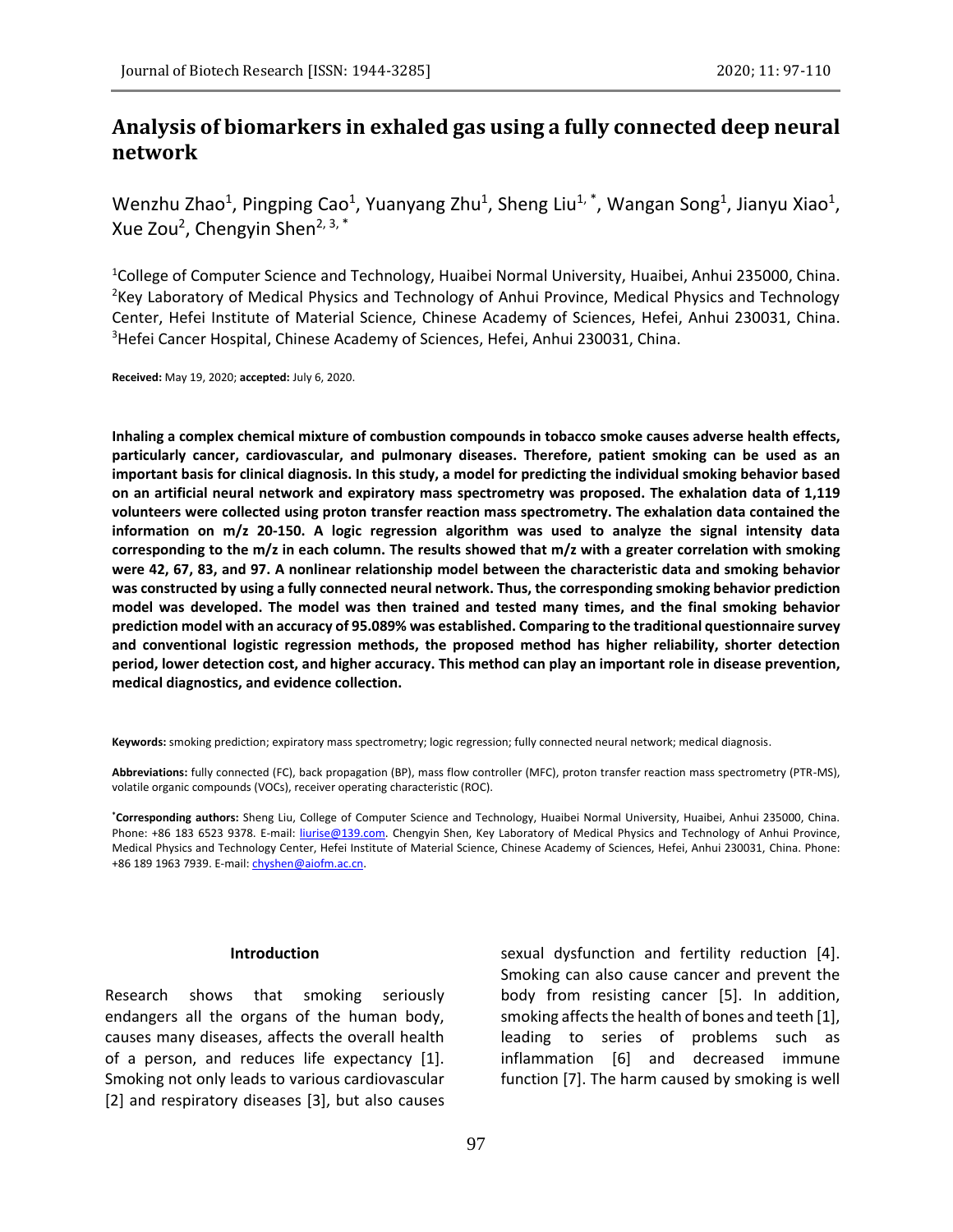# Analysis of biomarkers in exhaled gas using a fully connected deep neural network

Wenzhu Zhao[1], Pingping Cao[1], Yuanyang Zhu[1], Sheng Liu[1,*], Wangan Song[1], Jianyu Xiao[1], Xue Zou[2], Chengyin Shen[2,3,*]

[1]College of Computer Science and Technology, Huaibei Normal University, Huaibei, Anhui 235000, China. [2]Key Laboratory of Medical Physics and Technology of Anhui Province, Medical Physics and Technology Center, Hefei Institute of Material Science, Chinese Academy of Sciences, Hefei, Anhui 230031, China. [3]Hefei Cancer Hospital, Chinese Academy of Sciences, Hefei, Anhui 230031, China.

**Received:** May 19, 2020; **accepted:** July 6, 2020.

**Inhaling a complex chemical mixture of combustion compounds in tobacco smoke causes adverse health effects, particularly cancer, cardiovascular, and pulmonary diseases. Therefore, patient smoking can be used as an important basis for clinical diagnosis. In this study, a model for predicting the individual smoking behavior based on an artificial neural network and expiratory mass spectrometry was proposed. The exhalation data of 1,119 volunteers were collected using proton transfer reaction mass spectrometry. The exhalation data contained the information on m/z 20-150. A logic regression algorithm was used to analyze the signal intensity data corresponding to the m/z in each column. The results showed that m/z with a greater correlation with smoking were 42, 67, 83, and 97. A nonlinear relationship model between the characteristic data and smoking behavior was constructed by using a fully connected neural network. Thus, the corresponding smoking behavior prediction model was developed. The model was then trained and tested many times, and the final smoking behavior prediction model with an accuracy of 95.089% was established. Comparing to the traditional questionnaire survey and conventional logistic regression methods, the proposed method has higher reliability, shorter detection period, lower detection cost, and higher accuracy. This method can play an important role in disease prevention, medical diagnostics, and evidence collection.**

**Keywords:** smoking prediction; expiratory mass spectrometry; logic regression; fully connected neural network; medical diagnosis.

**Abbreviations:** fully connected (FC), back propagation (BP), mass flow controller (MFC), proton transfer reaction mass spectrometry (PTR-MS), volatile organic compounds (VOCs), receiver operating characteristic (ROC).

***Corresponding authors:** Sheng Liu, College of Computer Science and Technology, Huaibei Normal University, Huaibei, Anhui 235000, China. Phone: +86 183 6523 9378. E-mail: liurise@139.com. Chengyin Shen, Key Laboratory of Medical Physics and Technology of Anhui Province, Medical Physics and Technology Center, Hefei Institute of Material Science, Chinese Academy of Sciences, Hefei, Anhui 230031, China. Phone: +86 189 1963 7939. E-mail: chyshen@aiofm.ac.cn.

## Introduction

Research shows that smoking seriously endangers all the organs of the human body, causes many diseases, affects the overall health of a person, and reduces life expectancy [1]. Smoking not only leads to various cardiovascular [2] and respiratory diseases [3], but also causes sexual dysfunction and fertility reduction [4]. Smoking can also cause cancer and prevent the body from resisting cancer [5]. In addition, smoking affects the health of bones and teeth [1], leading to series of problems such as inflammation [6] and decreased immune function [7]. The harm caused by smoking is well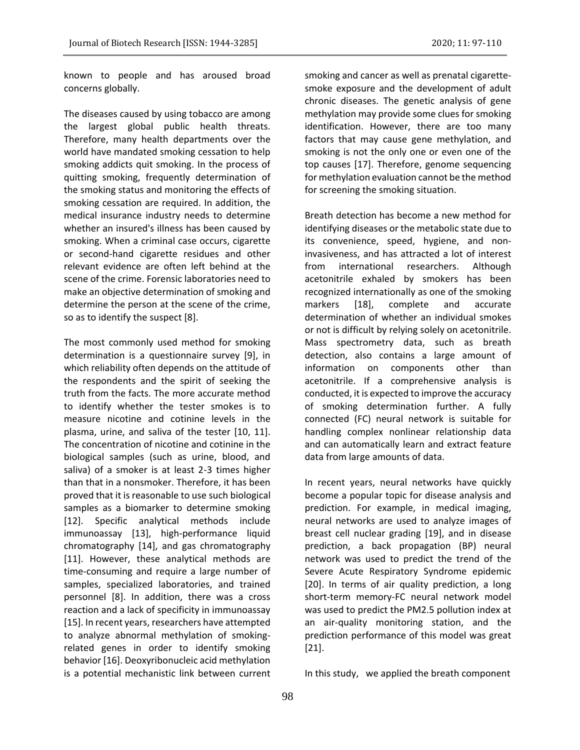known to people and has aroused broad concerns globally.

The diseases caused by using tobacco are among the largest global public health threats. Therefore, many health departments over the world have mandated smoking cessation to help smoking addicts quit smoking. In the process of quitting smoking, frequently determination of the smoking status and monitoring the effects of smoking cessation are required. In addition, the medical insurance industry needs to determine whether an insured's illness has been caused by smoking. When a criminal case occurs, cigarette or second-hand cigarette residues and other relevant evidence are often left behind at the scene of the crime. Forensic laboratories need to make an objective determination of smoking and determine the person at the scene of the crime, so as to identify the suspect [8].

The most commonly used method for smoking determination is a questionnaire survey [9], in which reliability often depends on the attitude of the respondents and the spirit of seeking the truth from the facts. The more accurate method to identify whether the tester smokes is to measure nicotine and cotinine levels in the plasma, urine, and saliva of the tester [10, 11]. The concentration of nicotine and cotinine in the biological samples (such as urine, blood, and saliva) of a smoker is at least 2-3 times higher than that in a nonsmoker. Therefore, it has been proved that it is reasonable to use such biological samples as a biomarker to determine smoking [12]. Specific analytical methods include immunoassay [13], high-performance liquid chromatography [14], and gas chromatography [11]. However, these analytical methods are time-consuming and require a large number of samples, specialized laboratories, and trained personnel [8]. In addition, there was a cross reaction and a lack of specificity in immunoassay [15]. In recent years, researchers have attempted to analyze abnormal methylation of smoking-related genes in order to identify smoking behavior [16]. Deoxyribonucleic acid methylation is a potential mechanistic link between current smoking and cancer as well as prenatal cigarette-smoke exposure and the development of adult chronic diseases. The genetic analysis of gene methylation may provide some clues for smoking identification. However, there are too many factors that may cause gene methylation, and smoking is not the only one or even one of the top causes [17]. Therefore, genome sequencing for methylation evaluation cannot be the method for screening the smoking situation.

Breath detection has become a new method for identifying diseases or the metabolic state due to its convenience, speed, hygiene, and non-invasiveness, and has attracted a lot of interest from international researchers. Although acetonitrile exhaled by smokers has been recognized internationally as one of the smoking markers [18], complete and accurate determination of whether an individual smokes or not is difficult by relying solely on acetonitrile. Mass spectrometry data, such as breath detection, also contains a large amount of information on components other than acetonitrile. If a comprehensive analysis is conducted, it is expected to improve the accuracy of smoking determination further. A fully connected (FC) neural network is suitable for handling complex nonlinear relationship data and can automatically learn and extract feature data from large amounts of data.

In recent years, neural networks have quickly become a popular topic for disease analysis and prediction. For example, in medical imaging, neural networks are used to analyze images of breast cell nuclear grading [19], and in disease prediction, a back propagation (BP) neural network was used to predict the trend of the Severe Acute Respiratory Syndrome epidemic [20]. In terms of air quality prediction, a long short-term memory-FC neural network model was used to predict the PM2.5 pollution index at an air-quality monitoring station, and the prediction performance of this model was great [21].

In this study, we applied the breath component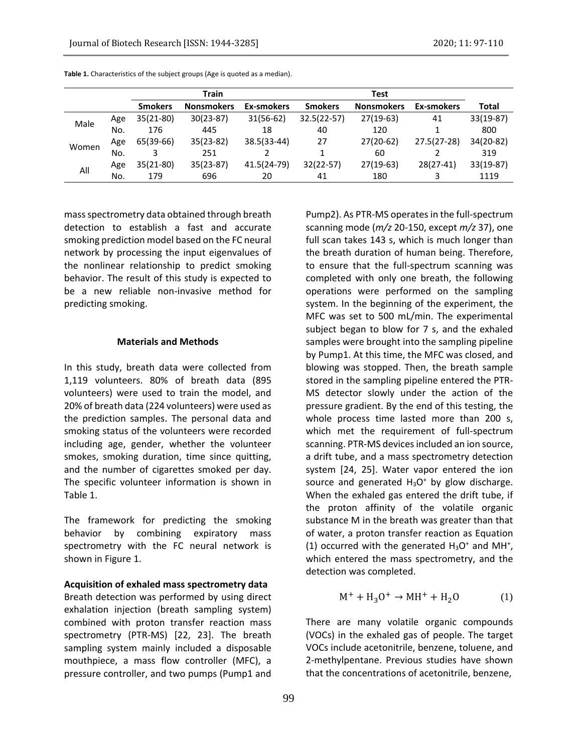**Table 1.** Characteristics of the subject groups (Age is quoted as a median).

| | | Train | | | Test | | | Total |
|---|---|---|---|---|---|---|---|---|
| | | Smokers | Nonsmokers | Ex-smokers | Smokers | Nonsmokers | Ex-smokers | |
| Male | Age | 35(21-80) | 30(23-87) | 31(56-62) | 32.5(22-57) | 27(19-63) | 41 | 33(19-87) |
| | No. | 176 | 445 | 18 | 40 | 120 | 1 | 800 |
| Women | Age | 65(39-66) | 35(23-82) | 38.5(33-44) | 27 | 27(20-62) | 27.5(27-28) | 34(20-82) |
| | No. | 3 | 251 | 2 | 1 | 60 | 2 | 319 |
| All | Age | 35(21-80) | 35(23-87) | 41.5(24-79) | 32(22-57) | 27(19-63) | 28(27-41) | 33(19-87) |
| | No. | 179 | 696 | 20 | 41 | 180 | 3 | 1119 |

mass spectrometry data obtained through breath detection to establish a fast and accurate smoking prediction model based on the FC neural network by processing the input eigenvalues of the nonlinear relationship to predict smoking behavior. The result of this study is expected to be a new reliable non-invasive method for predicting smoking.

## Materials and Methods

In this study, breath data were collected from 1,119 volunteers. 80% of breath data (895 volunteers) were used to train the model, and 20% of breath data (224 volunteers) were used as the prediction samples. The personal data and smoking status of the volunteers were recorded including age, gender, whether the volunteer smokes, smoking duration, time since quitting, and the number of cigarettes smoked per day. The specific volunteer information is shown in Table 1.

The framework for predicting the smoking behavior by combining expiratory mass spectrometry with the FC neural network is shown in Figure 1.

### Acquisition of exhaled mass spectrometry data

Breath detection was performed by using direct exhalation injection (breath sampling system) combined with proton transfer reaction mass spectrometry (PTR-MS) [22, 23]. The breath sampling system mainly included a disposable mouthpiece, a mass flow controller (MFC), a pressure controller, and two pumps (Pump1 and Pump2). As PTR-MS operates in the full-spectrum scanning mode (*m/z* 20-150, except *m/z* 37), one full scan takes 143 s, which is much longer than the breath duration of human being. Therefore, to ensure that the full-spectrum scanning was completed with only one breath, the following operations were performed on the sampling system. In the beginning of the experiment, the MFC was set to 500 mL/min. The experimental subject began to blow for 7 s, and the exhaled samples were brought into the sampling pipeline by Pump1. At this time, the MFC was closed, and blowing was stopped. Then, the breath sample stored in the sampling pipeline entered the PTR-MS detector slowly under the action of the pressure gradient. By the end of this testing, the whole process time lasted more than 200 s, which met the requirement of full-spectrum scanning. PTR-MS devices included an ion source, a drift tube, and a mass spectrometry detection system [24, 25]. Water vapor entered the ion source and generated $H_3O^+$ by glow discharge. When the exhaled gas entered the drift tube, if the proton affinity of the volatile organic substance M in the breath was greater than that of water, a proton transfer reaction as Equation (1) occurred with the generated $H_3O^+$ and $MH^+$, which entered the mass spectrometry, and the detection was completed.

$$M^+ + H_3O^+ \rightarrow MH^+ + H_2O \tag{1}$$

There are many volatile organic compounds (VOCs) in the exhaled gas of people. The target VOCs include acetonitrile, benzene, toluene, and 2-methylpentane. Previous studies have shown that the concentrations of acetonitrile, benzene,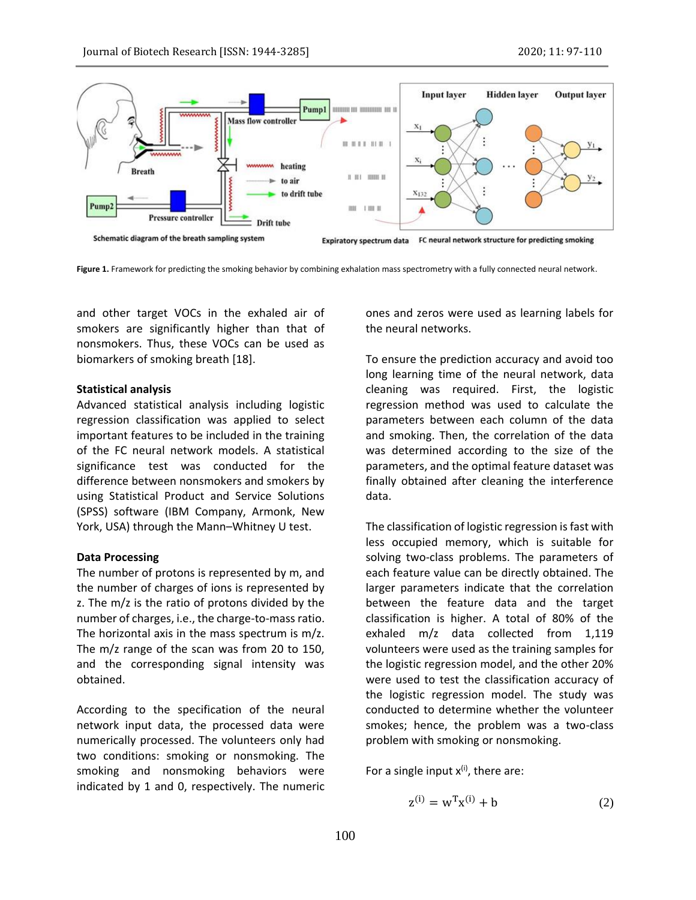**Figure 1.** Framework for predicting the smoking behavior by combining exhalation mass spectrometry with a fully connected neural network.

and other target VOCs in the exhaled air of smokers are significantly higher than that of nonsmokers. Thus, these VOCs can be used as biomarkers of smoking breath [18].

**Statistical analysis**

Advanced statistical analysis including logistic regression classification was applied to select important features to be included in the training of the FC neural network models. A statistical significance test was conducted for the difference between nonsmokers and smokers by using Statistical Product and Service Solutions (SPSS) software (IBM Company, Armonk, New York, USA) through the Mann–Whitney U test.

**Data Processing**

The number of protons is represented by m, and the number of charges of ions is represented by z. The m/z is the ratio of protons divided by the number of charges, i.e., the charge-to-mass ratio. The horizontal axis in the mass spectrum is m/z. The m/z range of the scan was from 20 to 150, and the corresponding signal intensity was obtained.

According to the specification of the neural network input data, the processed data were numerically processed. The volunteers only had two conditions: smoking or nonsmoking. The smoking and nonsmoking behaviors were indicated by 1 and 0, respectively. The numeric ones and zeros were used as learning labels for the neural networks.

To ensure the prediction accuracy and avoid too long learning time of the neural network, data cleaning was required. First, the logistic regression method was used to calculate the parameters between each column of the data and smoking. Then, the correlation of the data was determined according to the size of the parameters, and the optimal feature dataset was finally obtained after cleaning the interference data.

The classification of logistic regression is fast with less occupied memory, which is suitable for solving two-class problems. The parameters of each feature value can be directly obtained. The larger parameters indicate that the correlation between the feature data and the target classification is higher. A total of 80% of the exhaled m/z data collected from 1,119 volunteers were used as the training samples for the logistic regression model, and the other 20% were used to test the classification accuracy of the logistic regression model. The study was conducted to determine whether the volunteer smokes; hence, the problem was a two-class problem with smoking or nonsmoking.

For a single input $x^{(i)}$, there are:

$$z^{(i)} = w^T x^{(i)} + b \tag{2}$$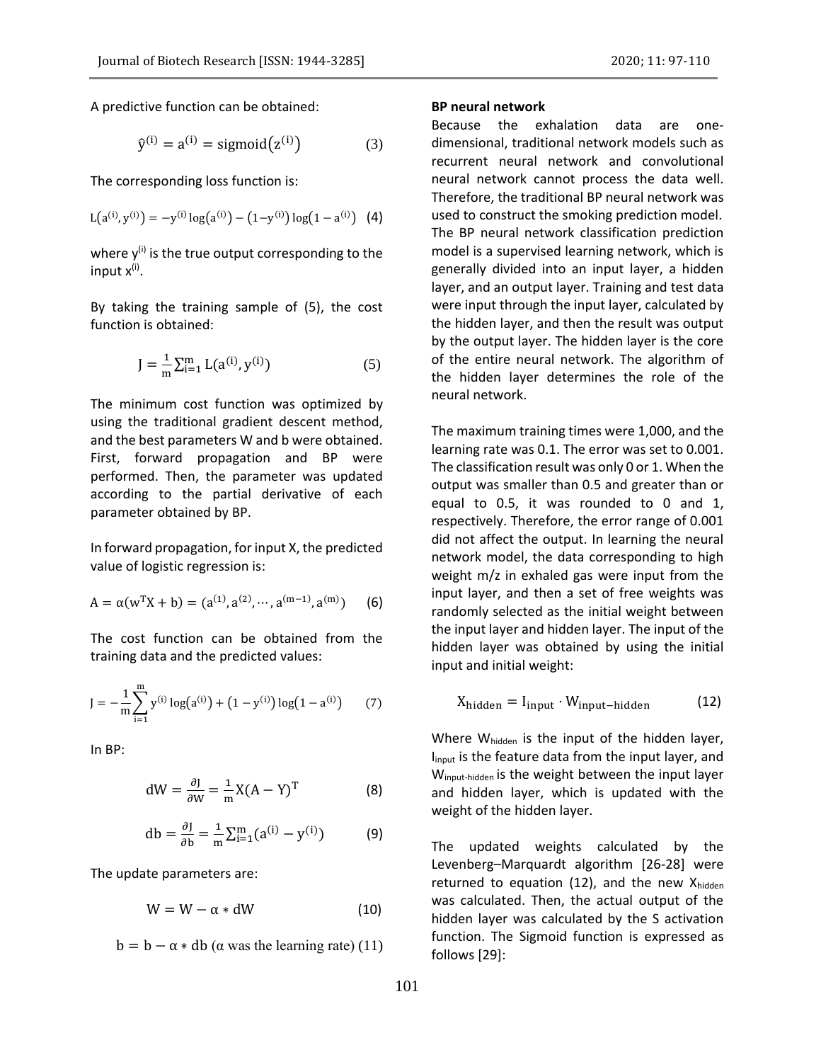A predictive function can be obtained:

$$\hat{y}^{(i)} = a^{(i)} = \mathrm{sigmoid}(z^{(i)}) \quad (3)$$

The corresponding loss function is:

$$L(a^{(i)}, y^{(i)}) = -y^{(i)} \log(a^{(i)}) - (1-y^{(i)}) \log(1 - a^{(i)}) \quad (4)$$

where $y^{(i)}$ is the true output corresponding to the input $x^{(i)}$.

By taking the training sample of (5), the cost function is obtained:

$$J = \frac{1}{m} \sum_{i=1}^{m} L(a^{(i)}, y^{(i)}) \quad (5)$$

The minimum cost function was optimized by using the traditional gradient descent method, and the best parameters W and b were obtained. First, forward propagation and BP were performed. Then, the parameter was updated according to the partial derivative of each parameter obtained by BP.

In forward propagation, for input X, the predicted value of logistic regression is:

$$A = \alpha(w^T X + b) = (a^{(1)}, a^{(2)}, \cdots, a^{(m-1)}, a^{(m)}) \quad (6)$$

The cost function can be obtained from the training data and the predicted values:

$$J = -\frac{1}{m} \sum_{i=1}^{m} y^{(i)} \log(a^{(i)}) + (1 - y^{(i)}) \log(1 - a^{(i)}) \quad (7)$$

In BP:

$$dW = \frac{\partial J}{\partial W} = \frac{1}{m} X(A - Y)^T \quad (8)$$

$$db = \frac{\partial J}{\partial b} = \frac{1}{m} \sum_{i=1}^{m} (a^{(i)} - y^{(i)}) \quad (9)$$

The update parameters are:

$$W = W - \alpha * dW \quad (10)$$

$$b = b - \alpha * db \text{ ($\alpha$ was the learning rate)} \quad (11)$$

**BP neural network**

Because the exhalation data are one-dimensional, traditional network models such as recurrent neural network and convolutional neural network cannot process the data well. Therefore, the traditional BP neural network was used to construct the smoking prediction model. The BP neural network classification prediction model is a supervised learning network, which is generally divided into an input layer, a hidden layer, and an output layer. Training and test data were input through the input layer, calculated by the hidden layer, and then the result was output by the output layer. The hidden layer is the core of the entire neural network. The algorithm of the hidden layer determines the role of the neural network.

The maximum training times were 1,000, and the learning rate was 0.1. The error was set to 0.001. The classification result was only 0 or 1. When the output was smaller than 0.5 and greater than or equal to 0.5, it was rounded to 0 and 1, respectively. Therefore, the error range of 0.001 did not affect the output. In learning the neural network model, the data corresponding to high weight m/z in exhaled gas were input from the input layer, and then a set of free weights was randomly selected as the initial weight between the input layer and hidden layer. The input of the hidden layer was obtained by using the initial input and initial weight:

$$X_{\mathrm{hidden}} = I_{\mathrm{input}} \cdot W_{\mathrm{input-hidden}} \quad (12)$$

Where $W_{hidden}$ is the input of the hidden layer, $I_{input}$ is the feature data from the input layer, and $W_{input\text{-}hidden}$ is the weight between the input layer and hidden layer, which is updated with the weight of the hidden layer.

The updated weights calculated by the Levenberg–Marquardt algorithm [26-28] were returned to equation (12), and the new $X_{hidden}$ was calculated. Then, the actual output of the hidden layer was calculated by the S activation function. The Sigmoid function is expressed as follows [29]: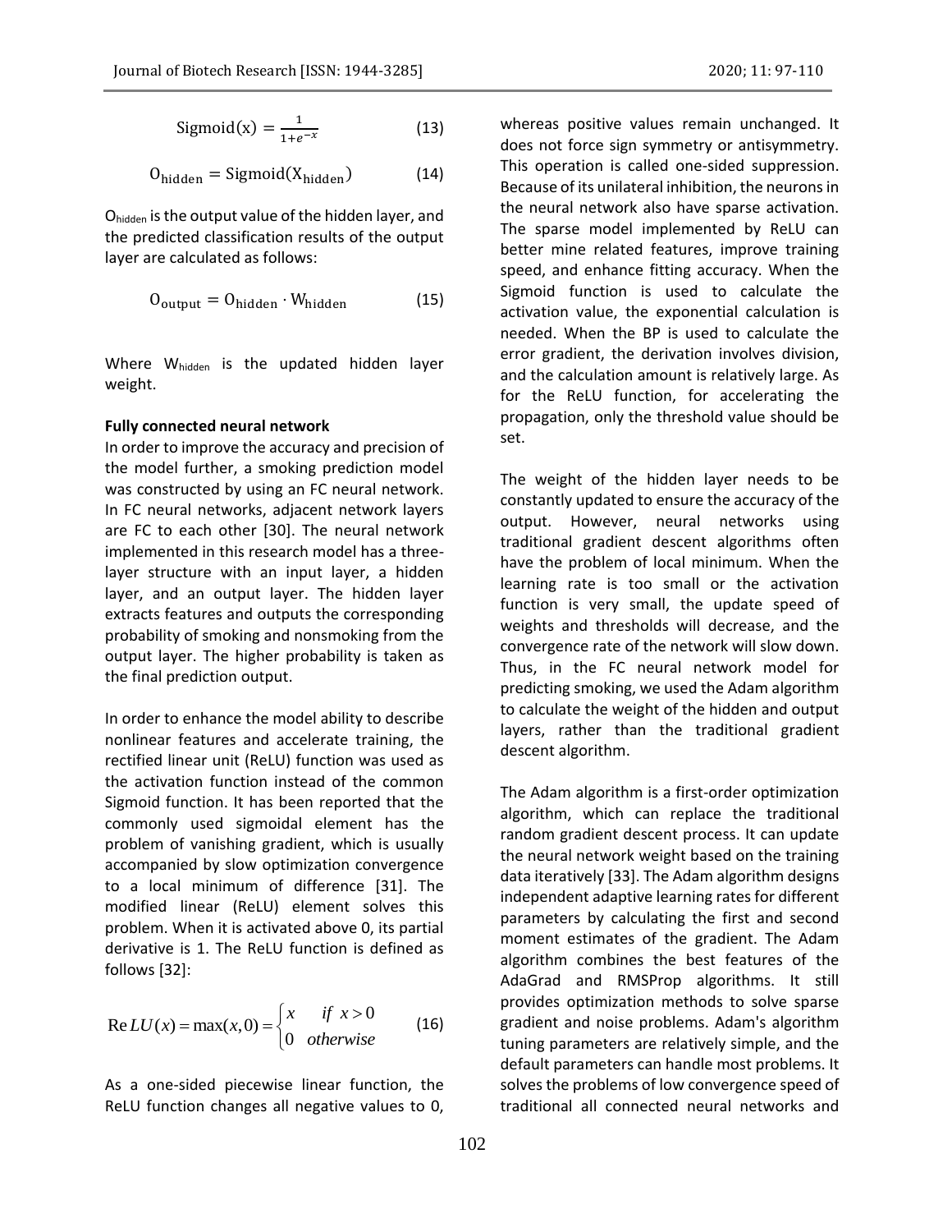$$\mathrm{Sigmoid(x)} = \frac{1}{1+e^{-x}} \tag{13}$$

$$\mathrm{O_{hidden}} = \mathrm{Sigmoid(X_{hidden})} \tag{14}$$

$O_{hidden}$ is the output value of the hidden layer, and the predicted classification results of the output layer are calculated as follows:

$$\mathrm{O_{output}} = \mathrm{O_{hidden}} \cdot \mathrm{W_{hidden}} \tag{15}$$

Where $W_{hidden}$ is the updated hidden layer weight.

**Fully connected neural network**

In order to improve the accuracy and precision of the model further, a smoking prediction model was constructed by using an FC neural network. In FC neural networks, adjacent network layers are FC to each other [30]. The neural network implemented in this research model has a three-layer structure with an input layer, a hidden layer, and an output layer. The hidden layer extracts features and outputs the corresponding probability of smoking and nonsmoking from the output layer. The higher probability is taken as the final prediction output.

In order to enhance the model ability to describe nonlinear features and accelerate training, the rectified linear unit (ReLU) function was used as the activation function instead of the common Sigmoid function. It has been reported that the commonly used sigmoidal element has the problem of vanishing gradient, which is usually accompanied by slow optimization convergence to a local minimum of difference [31]. The modified linear (ReLU) element solves this problem. When it is activated above 0, its partial derivative is 1. The ReLU function is defined as follows [32]:

$$\mathrm{Re}LU(x) = \max(x,0) = \begin{cases} x & if \ x > 0 \\ 0 & otherwise \end{cases} \tag{16}$$

As a one-sided piecewise linear function, the ReLU function changes all negative values to 0, whereas positive values remain unchanged. It does not force sign symmetry or antisymmetry. This operation is called one-sided suppression. Because of its unilateral inhibition, the neurons in the neural network also have sparse activation. The sparse model implemented by ReLU can better mine related features, improve training speed, and enhance fitting accuracy. When the Sigmoid function is used to calculate the activation value, the exponential calculation is needed. When the BP is used to calculate the error gradient, the derivation involves division, and the calculation amount is relatively large. As for the ReLU function, for accelerating the propagation, only the threshold value should be set.

The weight of the hidden layer needs to be constantly updated to ensure the accuracy of the output. However, neural networks using traditional gradient descent algorithms often have the problem of local minimum. When the learning rate is too small or the activation function is very small, the update speed of weights and thresholds will decrease, and the convergence rate of the network will slow down. Thus, in the FC neural network model for predicting smoking, we used the Adam algorithm to calculate the weight of the hidden and output layers, rather than the traditional gradient descent algorithm.

The Adam algorithm is a first-order optimization algorithm, which can replace the traditional random gradient descent process. It can update the neural network weight based on the training data iteratively [33]. The Adam algorithm designs independent adaptive learning rates for different parameters by calculating the first and second moment estimates of the gradient. The Adam algorithm combines the best features of the AdaGrad and RMSProp algorithms. It still provides optimization methods to solve sparse gradient and noise problems. Adam's algorithm tuning parameters are relatively simple, and the default parameters can handle most problems. It solves the problems of low convergence speed of traditional all connected neural networks and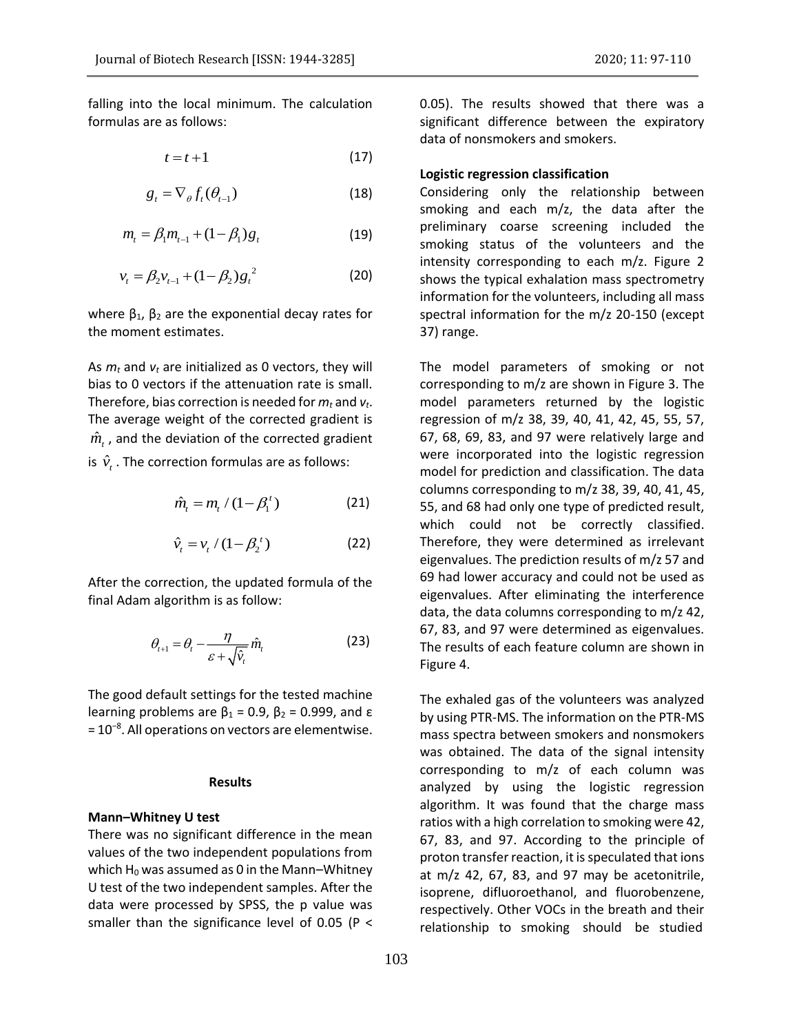falling into the local minimum. The calculation formulas are as follows:

$$t = t + 1 \tag{17}$$

$$g_t = \nabla_\theta f_t(\theta_{t-1}) \tag{18}$$

$$m_t = \beta_1 m_{t-1} + (1-\beta_1) g_t \tag{19}$$

$$v_t = \beta_2 v_{t-1} + (1-\beta_2) g_t^{\ 2} \tag{20}$$

where $\beta_1$, $\beta_2$ are the exponential decay rates for the moment estimates.

As $m_t$ and $v_t$ are initialized as 0 vectors, they will bias to 0 vectors if the attenuation rate is small. Therefore, bias correction is needed for $m_t$ and $v_t$. The average weight of the corrected gradient is $\hat{m}_t$, and the deviation of the corrected gradient is $\hat{v}_t$. The correction formulas are as follows:

$$\hat{m}_t = m_t / (1-\beta_1^{\ t}) \tag{21}$$

$$\hat{v}_t = v_t / (1-\beta_2^{\ t}) \tag{22}$$

After the correction, the updated formula of the final Adam algorithm is as follow:

$$\theta_{t+1} = \theta_t - \frac{\eta}{\varepsilon + \sqrt{\hat{v}_t}} \hat{m}_t \tag{23}$$

The good default settings for the tested machine learning problems are $\beta_1 = 0.9$, $\beta_2 = 0.999$, and $\varepsilon = 10^{-8}$. All operations on vectors are elementwise.

## Results

### Mann–Whitney U test

There was no significant difference in the mean values of the two independent populations from which $H_0$ was assumed as 0 in the Mann–Whitney U test of the two independent samples. After the data were processed by SPSS, the p value was smaller than the significance level of 0.05 ($P < 0.05$). The results showed that there was a significant difference between the expiratory data of nonsmokers and smokers.

### Logistic regression classification

Considering only the relationship between smoking and each m/z, the data after the preliminary coarse screening included the smoking status of the volunteers and the intensity corresponding to each m/z. Figure 2 shows the typical exhalation mass spectrometry information for the volunteers, including all mass spectral information for the m/z 20-150 (except 37) range.

The model parameters of smoking or not corresponding to m/z are shown in Figure 3. The model parameters returned by the logistic regression of m/z 38, 39, 40, 41, 42, 45, 55, 57, 67, 68, 69, 83, and 97 were relatively large and were incorporated into the logistic regression model for prediction and classification. The data columns corresponding to m/z 38, 39, 40, 41, 45, 55, and 68 had only one type of predicted result, which could not be correctly classified. Therefore, they were determined as irrelevant eigenvalues. The prediction results of m/z 57 and 69 had lower accuracy and could not be used as eigenvalues. After eliminating the interference data, the data columns corresponding to m/z 42, 67, 83, and 97 were determined as eigenvalues. The results of each feature column are shown in Figure 4.

The exhaled gas of the volunteers was analyzed by using PTR-MS. The information on the PTR-MS mass spectra between smokers and nonsmokers was obtained. The data of the signal intensity corresponding to m/z of each column was analyzed by using the logistic regression algorithm. It was found that the charge mass ratios with a high correlation to smoking were 42, 67, 83, and 97. According to the principle of proton transfer reaction, it is speculated that ions at m/z 42, 67, 83, and 97 may be acetonitrile, isoprene, difluoroethanol, and fluorobenzene, respectively. Other VOCs in the breath and their relationship to smoking should be studied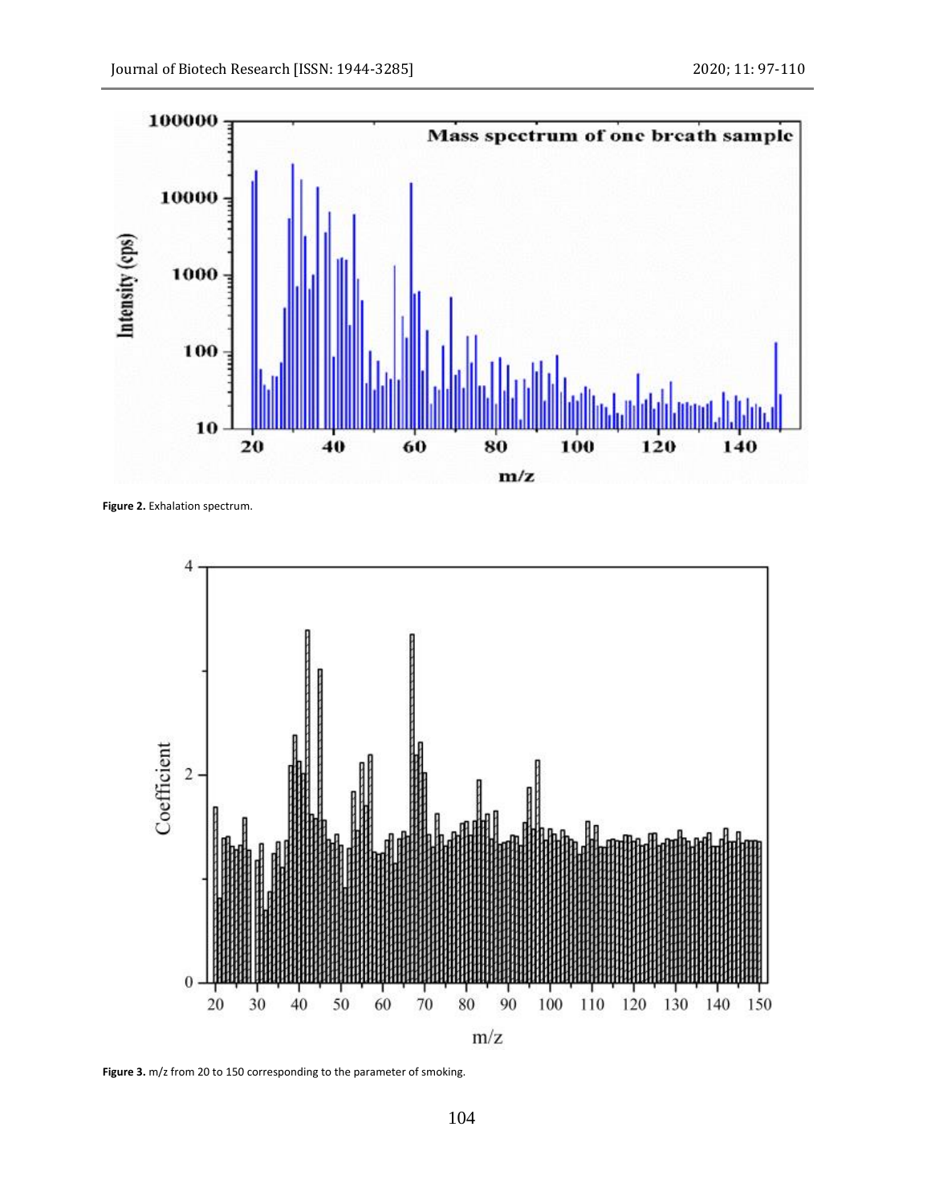Figure 2. Exhalation spectrum.

Figure 3. m/z from 20 to 150 corresponding to the parameter of smoking.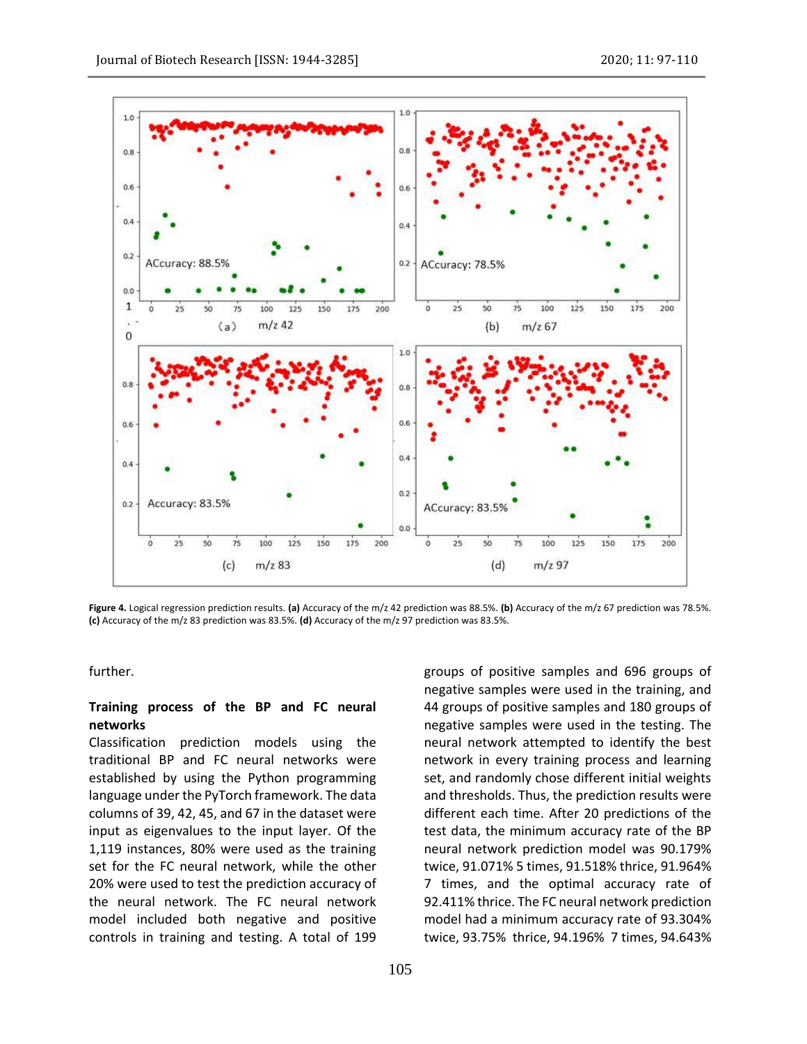**Figure 4.** Logical regression prediction results. **(a)** Accuracy of the m/z 42 prediction was 88.5%. **(b)** Accuracy of the m/z 67 prediction was 78.5%. **(c)** Accuracy of the m/z 83 prediction was 83.5%. **(d)** Accuracy of the m/z 97 prediction was 83.5%.

further.

**Training process of the BP and FC neural networks**

Classification prediction models using the traditional BP and FC neural networks were established by using the Python programming language under the PyTorch framework. The data columns of 39, 42, 45, and 67 in the dataset were input as eigenvalues to the input layer. Of the 1,119 instances, 80% were used as the training set for the FC neural network, while the other 20% were used to test the prediction accuracy of the neural network. The FC neural network model included both negative and positive controls in training and testing. A total of 199 groups of positive samples and 696 groups of negative samples were used in the training, and 44 groups of positive samples and 180 groups of negative samples were used in the testing. The neural network attempted to identify the best network in every training process and learning set, and randomly chose different initial weights and thresholds. Thus, the prediction results were different each time. After 20 predictions of the test data, the minimum accuracy rate of the BP neural network prediction model was 90.179% twice, 91.071% 5 times, 91.518% thrice, 91.964% 7 times, and the optimal accuracy rate of 92.411% thrice. The FC neural network prediction model had a minimum accuracy rate of 93.304% twice, 93.75% thrice, 94.196% 7 times, 94.643%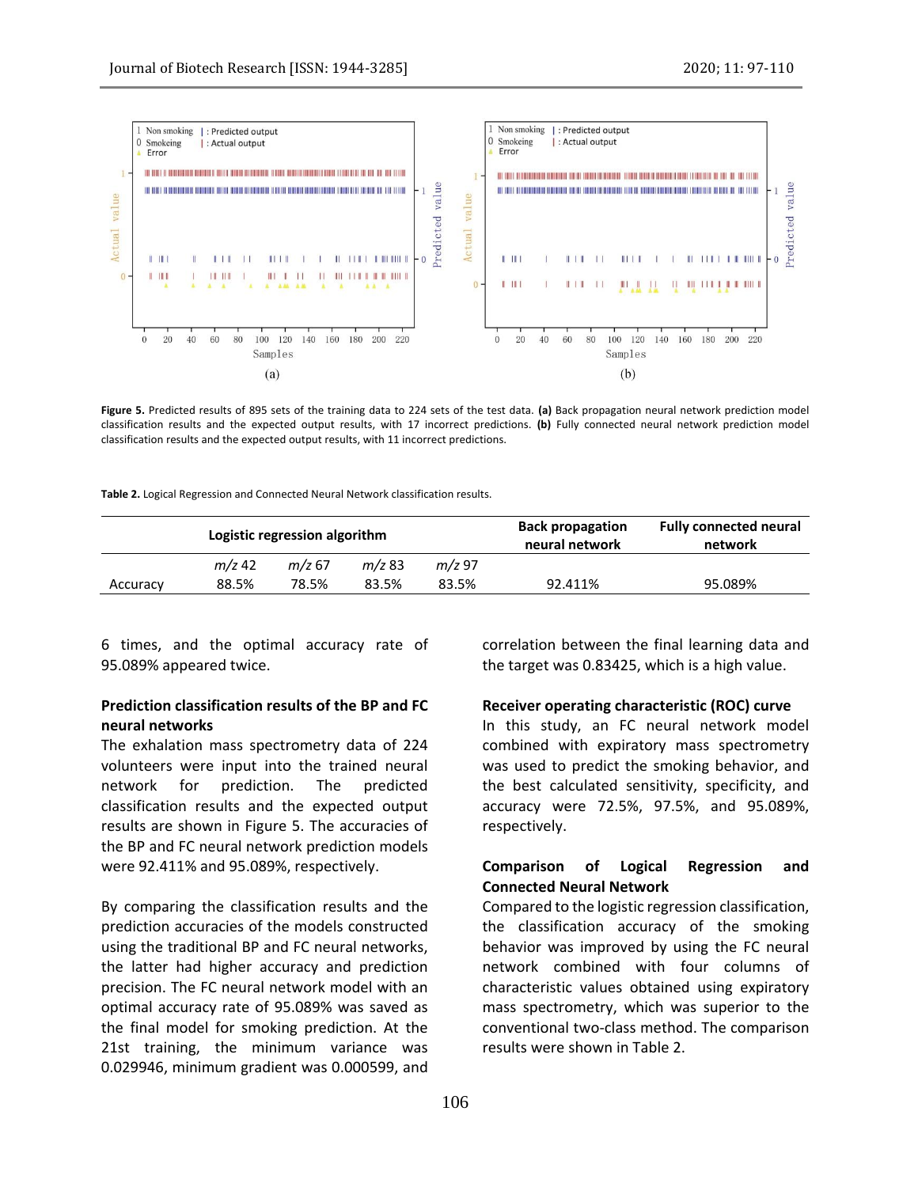Figure 5. Predicted results of 895 sets of the training data to 224 sets of the test data. (a) Back propagation neural network prediction model classification results and the expected output results, with 17 incorrect predictions. (b) Fully connected neural network prediction model classification results and the expected output results, with 11 incorrect predictions.

**Table 2.** Logical Regression and Connected Neural Network classification results.

| | Logistic regression algorithm | | | | Back propagation neural network | Fully connected neural network |
|---|---|---|---|---|---|---|
| | *m/z* 42 | *m/z* 67 | *m/z* 83 | *m/z* 97 | | |
| Accuracy | 88.5% | 78.5% | 83.5% | 83.5% | 92.411% | 95.089% |

6 times, and the optimal accuracy rate of 95.089% appeared twice.

**Prediction classification results of the BP and FC neural networks**

The exhalation mass spectrometry data of 224 volunteers were input into the trained neural network for prediction. The predicted classification results and the expected output results are shown in Figure 5. The accuracies of the BP and FC neural network prediction models were 92.411% and 95.089%, respectively.

By comparing the classification results and the prediction accuracies of the models constructed using the traditional BP and FC neural networks, the latter had higher accuracy and prediction precision. The FC neural network model with an optimal accuracy rate of 95.089% was saved as the final model for smoking prediction. At the 21st training, the minimum variance was 0.029946, minimum gradient was 0.000599, and correlation between the final learning data and the target was 0.83425, which is a high value.

**Receiver operating characteristic (ROC) curve**

In this study, an FC neural network model combined with expiratory mass spectrometry was used to predict the smoking behavior, and the best calculated sensitivity, specificity, and accuracy were 72.5%, 97.5%, and 95.089%, respectively.

**Comparison of Logical Regression and Connected Neural Network**

Compared to the logistic regression classification, the classification accuracy of the smoking behavior was improved by using the FC neural network combined with four columns of characteristic values obtained using expiratory mass spectrometry, which was superior to the conventional two-class method. The comparison results were shown in Table 2.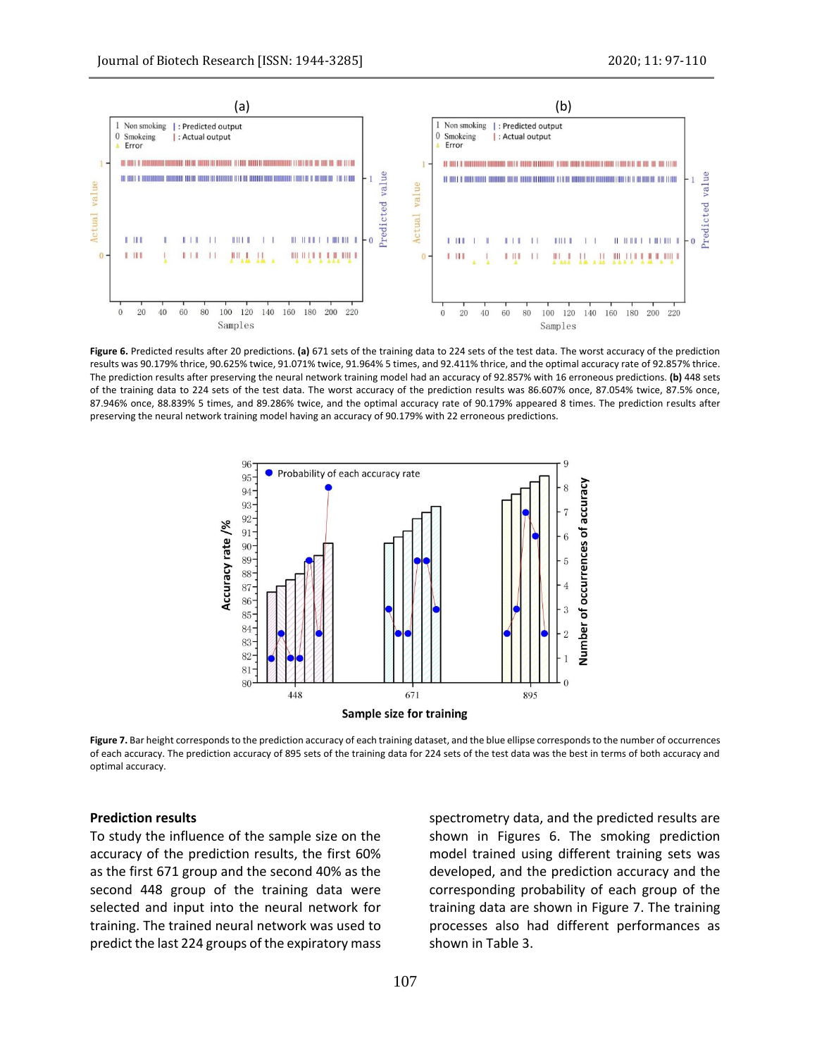Figure 6. Predicted results after 20 predictions. **(a)** 671 sets of the training data to 224 sets of the test data. The worst accuracy of the prediction results was 90.179% thrice, 90.625% twice, 91.071% twice, 91.964% 5 times, and 92.411% thrice, and the optimal accuracy rate of 92.857% thrice. The prediction results after preserving the neural network training model had an accuracy of 92.857% with 16 erroneous predictions. **(b)** 448 sets of the training data to 224 sets of the test data. The worst accuracy of the prediction results was 86.607% once, 87.054% twice, 87.5% once, 87.946% once, 88.839% 5 times, and 89.286% twice, and the optimal accuracy rate of 90.179% appeared 8 times. The prediction results after preserving the neural network training model having an accuracy of 90.179% with 22 erroneous predictions.

Figure 7. Bar height corresponds to the prediction accuracy of each training dataset, and the blue ellipse corresponds to the number of occurrences of each accuracy. The prediction accuracy of 895 sets of the training data for 224 sets of the test data was the best in terms of both accuracy and optimal accuracy.

**Prediction results**

To study the influence of the sample size on the accuracy of the prediction results, the first 60% as the first 671 group and the second 40% as the second 448 group of the training data were selected and input into the neural network for training. The trained neural network was used to predict the last 224 groups of the expiratory mass spectrometry data, and the predicted results are shown in Figures 6. The smoking prediction model trained using different training sets was developed, and the prediction accuracy and the corresponding probability of each group of the training data are shown in Figure 7. The training processes also had different performances as shown in Table 3.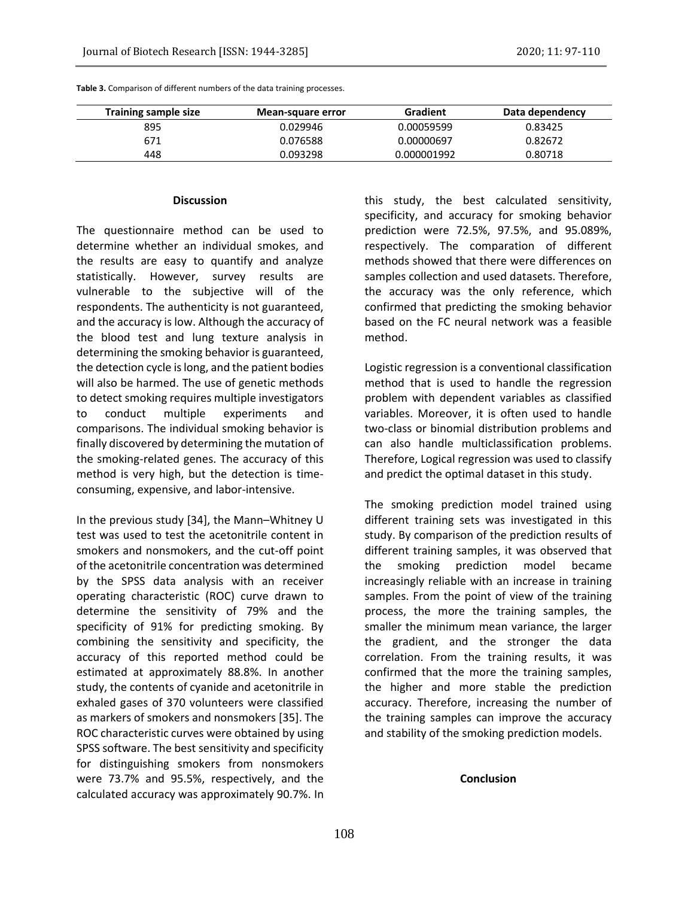**Table 3.** Comparison of different numbers of the data training processes.

| Training sample size | Mean-square error | Gradient | Data dependency |
|---|---|---|---|
| 895 | 0.029946 | 0.00059599 | 0.83425 |
| 671 | 0.076588 | 0.00000697 | 0.82672 |
| 448 | 0.093298 | 0.000001992 | 0.80718 |

## Discussion

The questionnaire method can be used to determine whether an individual smokes, and the results are easy to quantify and analyze statistically. However, survey results are vulnerable to the subjective will of the respondents. The authenticity is not guaranteed, and the accuracy is low. Although the accuracy of the blood test and lung texture analysis in determining the smoking behavior is guaranteed, the detection cycle is long, and the patient bodies will also be harmed. The use of genetic methods to detect smoking requires multiple investigators to conduct multiple experiments and comparisons. The individual smoking behavior is finally discovered by determining the mutation of the smoking-related genes. The accuracy of this method is very high, but the detection is time-consuming, expensive, and labor-intensive.

In the previous study [34], the Mann–Whitney U test was used to test the acetonitrile content in smokers and nonsmokers, and the cut-off point of the acetonitrile concentration was determined by the SPSS data analysis with an receiver operating characteristic (ROC) curve drawn to determine the sensitivity of 79% and the specificity of 91% for predicting smoking. By combining the sensitivity and specificity, the accuracy of this reported method could be estimated at approximately 88.8%. In another study, the contents of cyanide and acetonitrile in exhaled gases of 370 volunteers were classified as markers of smokers and nonsmokers [35]. The ROC characteristic curves were obtained by using SPSS software. The best sensitivity and specificity for distinguishing smokers from nonsmokers were 73.7% and 95.5%, respectively, and the calculated accuracy was approximately 90.7%. In this study, the best calculated sensitivity, specificity, and accuracy for smoking behavior prediction were 72.5%, 97.5%, and 95.089%, respectively. The comparation of different methods showed that there were differences on samples collection and used datasets. Therefore, the accuracy was the only reference, which confirmed that predicting the smoking behavior based on the FC neural network was a feasible method.

Logistic regression is a conventional classification method that is used to handle the regression problem with dependent variables as classified variables. Moreover, it is often used to handle two-class or binomial distribution problems and can also handle multiclassification problems. Therefore, Logical regression was used to classify and predict the optimal dataset in this study.

The smoking prediction model trained using different training sets was investigated in this study. By comparison of the prediction results of different training samples, it was observed that the smoking prediction model became increasingly reliable with an increase in training samples. From the point of view of the training process, the more the training samples, the smaller the minimum mean variance, the larger the gradient, and the stronger the data correlation. From the training results, it was confirmed that the more the training samples, the higher and more stable the prediction accuracy. Therefore, increasing the number of the training samples can improve the accuracy and stability of the smoking prediction models.

## Conclusion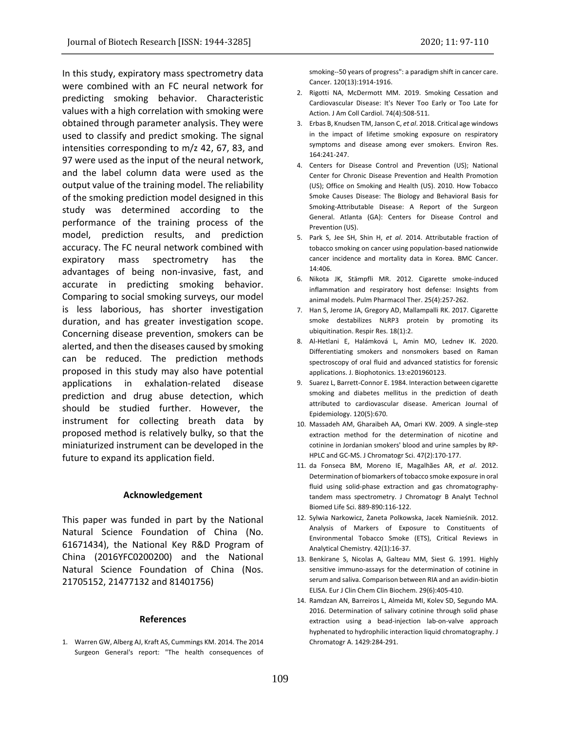In this study, expiratory mass spectrometry data were combined with an FC neural network for predicting smoking behavior. Characteristic values with a high correlation with smoking were obtained through parameter analysis. They were used to classify and predict smoking. The signal intensities corresponding to m/z 42, 67, 83, and 97 were used as the input of the neural network, and the label column data were used as the output value of the training model. The reliability of the smoking prediction model designed in this study was determined according to the performance of the training process of the model, prediction results, and prediction accuracy. The FC neural network combined with expiratory mass spectrometry has the advantages of being non-invasive, fast, and accurate in predicting smoking behavior. Comparing to social smoking surveys, our model is less laborious, has shorter investigation duration, and has greater investigation scope. Concerning disease prevention, smokers can be alerted, and then the diseases caused by smoking can be reduced. The prediction methods proposed in this study may also have potential applications in exhalation-related disease prediction and drug abuse detection, which should be studied further. However, the instrument for collecting breath data by proposed method is relatively bulky, so that the miniaturized instrument can be developed in the future to expand its application field.

## Acknowledgement

This paper was funded in part by the National Natural Science Foundation of China (No. 61671434), the National Key R&D Program of China (2016YFC0200200) and the National Natural Science Foundation of China (Nos. 21705152, 21477132 and 81401756)

## References

1. Warren GW, Alberg AJ, Kraft AS, Cummings KM. 2014. The 2014 Surgeon General's report: "The health consequences of smoking--50 years of progress": a paradigm shift in cancer care. Cancer. 120(13):1914-1916.
2. Rigotti NA, McDermott MM. 2019. Smoking Cessation and Cardiovascular Disease: It's Never Too Early or Too Late for Action. J Am Coll Cardiol. 74(4):508-511.
3. Erbas B, Knudsen TM, Janson C, *et al*. 2018. Critical age windows in the impact of lifetime smoking exposure on respiratory symptoms and disease among ever smokers. Environ Res. 164:241-247.
4. Centers for Disease Control and Prevention (US); National Center for Chronic Disease Prevention and Health Promotion (US); Office on Smoking and Health (US). 2010. How Tobacco Smoke Causes Disease: The Biology and Behavioral Basis for Smoking-Attributable Disease: A Report of the Surgeon General. Atlanta (GA): Centers for Disease Control and Prevention (US).
5. Park S, Jee SH, Shin H, *et al*. 2014. Attributable fraction of tobacco smoking on cancer using population-based nationwide cancer incidence and mortality data in Korea. BMC Cancer. 14:406.
6. Nikota JK, Stämpfli MR. 2012. Cigarette smoke-induced inflammation and respiratory host defense: Insights from animal models. Pulm Pharmacol Ther. 25(4):257-262.
7. Han S, Jerome JA, Gregory AD, Mallampalli RK. 2017. Cigarette smoke destabilizes NLRP3 protein by promoting its ubiquitination. Respir Res. 18(1):2.
8. Al-Hetlani E, Halámková L, Amin MO, Lednev IK. 2020. Differentiating smokers and nonsmokers based on Raman spectroscopy of oral fluid and advanced statistics for forensic applications. J. Biophotonics. 13:e201960123.
9. Suarez L, Barrett-Connor E. 1984. Interaction between cigarette smoking and diabetes mellitus in the prediction of death attributed to cardiovascular disease. American Journal of Epidemiology. 120(5):670.
10. Massadeh AM, Gharaibeh AA, Omari KW. 2009. A single-step extraction method for the determination of nicotine and cotinine in Jordanian smokers' blood and urine samples by RP-HPLC and GC-MS. J Chromatogr Sci. 47(2):170-177.
11. da Fonseca BM, Moreno IE, Magalhães AR, *et al*. 2012. Determination of biomarkers of tobacco smoke exposure in oral fluid using solid-phase extraction and gas chromatography-tandem mass spectrometry. J Chromatogr B Analyt Technol Biomed Life Sci. 889-890:116-122.
12. Sylwia Narkowicz, Żaneta Polkowska, Jacek Namieśnik. 2012. Analysis of Markers of Exposure to Constituents of Environmental Tobacco Smoke (ETS), Critical Reviews in Analytical Chemistry. 42(1):16-37.
13. Benkirane S, Nicolas A, Galteau MM, Siest G. 1991. Highly sensitive immuno-assays for the determination of cotinine in serum and saliva. Comparison between RIA and an avidin-biotin ELISA. Eur J Clin Chem Clin Biochem. 29(6):405-410.
14. Ramdzan AN, Barreiros L, Almeida MI, Kolev SD, Segundo MA. 2016. Determination of salivary cotinine through solid phase extraction using a bead-injection lab-on-valve approach hyphenated to hydrophilic interaction liquid chromatography. J Chromatogr A. 1429:284-291.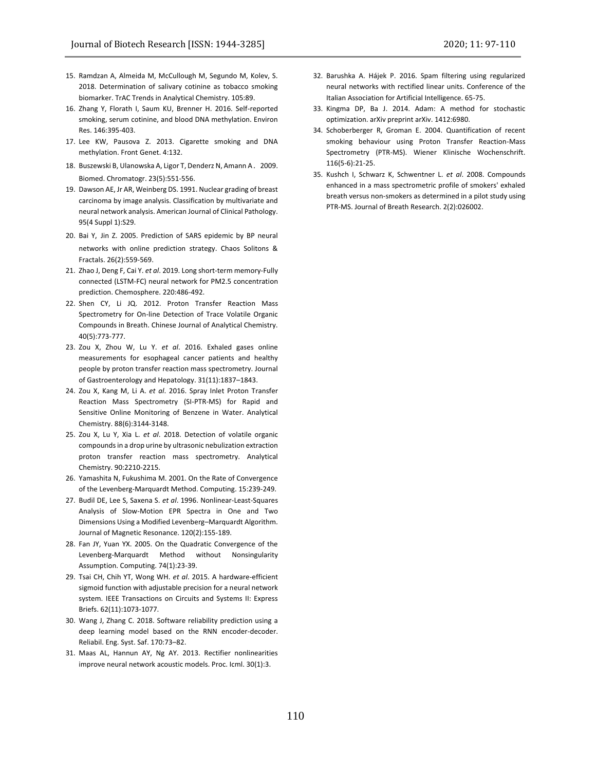15. Ramdzan A, Almeida M, McCullough M, Segundo M, Kolev, S. 2018. Determination of salivary cotinine as tobacco smoking biomarker. TrAC Trends in Analytical Chemistry. 105:89.
16. Zhang Y, Florath I, Saum KU, Brenner H. 2016. Self-reported smoking, serum cotinine, and blood DNA methylation. Environ Res. 146:395-403.
17. Lee KW, Pausova Z. 2013. Cigarette smoking and DNA methylation. Front Genet. 4:132.
18. Buszewski B, Ulanowska A, Ligor T, Denderz N, Amann A. 2009. Biomed. Chromatogr. 23(5):551-556.
19. Dawson AE, Jr AR, Weinberg DS. 1991. Nuclear grading of breast carcinoma by image analysis. Classification by multivariate and neural network analysis. American Journal of Clinical Pathology. 95(4 Suppl 1):S29.
20. Bai Y, Jin Z. 2005. Prediction of SARS epidemic by BP neural networks with online prediction strategy. Chaos Solitons & Fractals. 26(2):559-569.
21. Zhao J, Deng F, Cai Y. *et al*. 2019. Long short-term memory-Fully connected (LSTM-FC) neural network for PM2.5 concentration prediction. Chemosphere. 220:486-492.
22. Shen CY, Li JQ. 2012. Proton Transfer Reaction Mass Spectrometry for On-line Detection of Trace Volatile Organic Compounds in Breath. Chinese Journal of Analytical Chemistry. 40(5):773-777.
23. Zou X, Zhou W, Lu Y. *et al*. 2016. Exhaled gases online measurements for esophageal cancer patients and healthy people by proton transfer reaction mass spectrometry. Journal of Gastroenterology and Hepatology. 31(11):1837–1843.
24. Zou X, Kang M, Li A. *et al*. 2016. Spray Inlet Proton Transfer Reaction Mass Spectrometry (SI-PTR-MS) for Rapid and Sensitive Online Monitoring of Benzene in Water. Analytical Chemistry. 88(6):3144-3148.
25. Zou X, Lu Y, Xia L. *et al*. 2018. Detection of volatile organic compounds in a drop urine by ultrasonic nebulization extraction proton transfer reaction mass spectrometry. Analytical Chemistry. 90:2210-2215.
26. Yamashita N, Fukushima M. 2001. On the Rate of Convergence of the Levenberg-Marquardt Method. Computing. 15:239-249.
27. Budil DE, Lee S, Saxena S. *et al*. 1996. Nonlinear-Least-Squares Analysis of Slow-Motion EPR Spectra in One and Two Dimensions Using a Modified Levenberg–Marquardt Algorithm. Journal of Magnetic Resonance. 120(2):155-189.
28. Fan JY, Yuan YX. 2005. On the Quadratic Convergence of the Levenberg-Marquardt Method without Nonsingularity Assumption. Computing. 74(1):23-39.
29. Tsai CH, Chih YT, Wong WH. *et al*. 2015. A hardware-efficient sigmoid function with adjustable precision for a neural network system. IEEE Transactions on Circuits and Systems II: Express Briefs. 62(11):1073-1077.
30. Wang J, Zhang C. 2018. Software reliability prediction using a deep learning model based on the RNN encoder-decoder. Reliabil. Eng. Syst. Saf. 170:73–82.
31. Maas AL, Hannun AY, Ng AY. 2013. Rectifier nonlinearities improve neural network acoustic models. Proc. Icml. 30(1):3.
32. Barushka A. Hájek P. 2016. Spam filtering using regularized neural networks with rectified linear units. Conference of the Italian Association for Artificial Intelligence. 65-75.
33. Kingma DP, Ba J. 2014. Adam: A method for stochastic optimization. arXiv preprint arXiv. 1412:6980.
34. Schoberberger R, Groman E. 2004. Quantification of recent smoking behaviour using Proton Transfer Reaction-Mass Spectrometry (PTR-MS). Wiener Klinische Wochenschrift. 116(5-6):21-25.
35. Kushch I, Schwarz K, Schwentner L. *et al*. 2008. Compounds enhanced in a mass spectrometric profile of smokers' exhaled breath versus non-smokers as determined in a pilot study using PTR-MS. Journal of Breath Research. 2(2):026002.